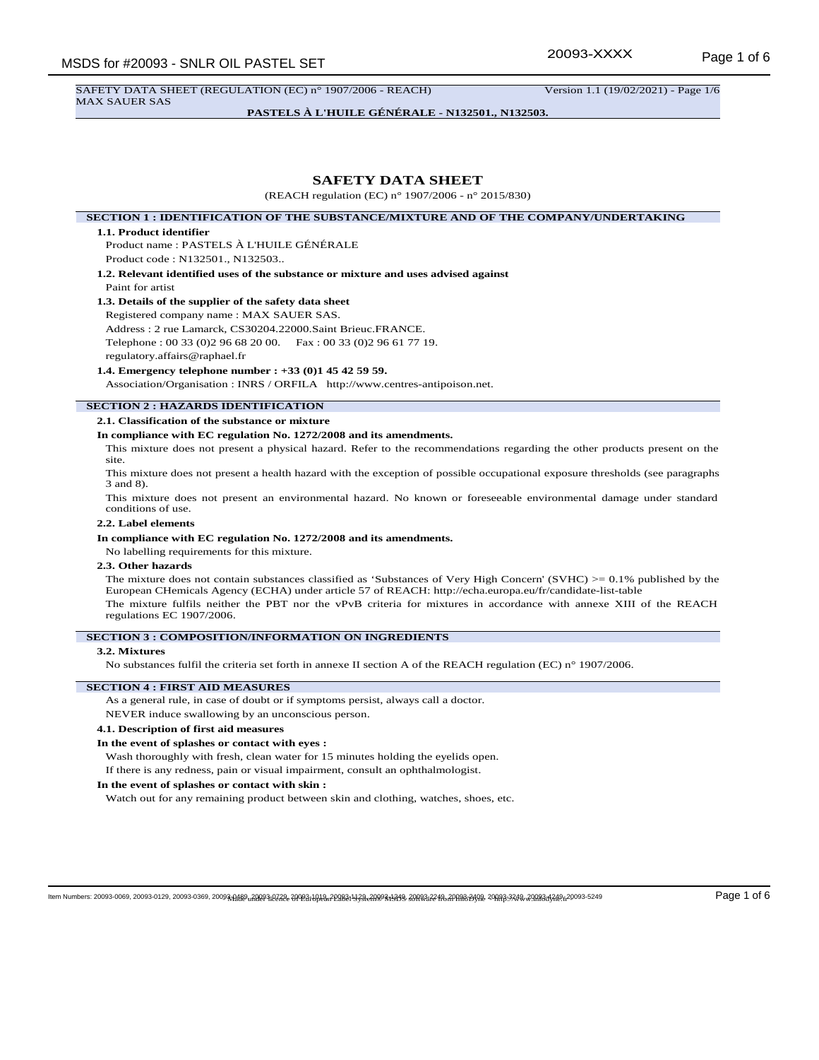# SAFETY DATA SHEET

(REACH regulation (EC) n° 1907/2006 - n° 2015/830)

## SECTION 1 : IDENTIFICATION OF THE SUBSTANCE/MIXTURE AND OF THE COMPANY/UNDERTAKING

### 1.1. Product identifier

Product name : PASTELS À L'HUILE GÉNÉRALE

Product code : N132501., N132503..

### 1.2. Relevant identified uses of the substance or mixture and uses advised against

Paint for artist

### 1.3. Details of the supplier of the safety data sheet

Registered company name : MAX SAUER SAS.

Address : 2 rue Lamarck, CS30204.22000.Saint Brieuc.FRANCE.

Telephone : 00 33 (0)2 96 68 20 00. Fax : 00 33 (0)2 96 61 77 19.

regulatory.affairs@raphael.fr

### 1.4. Emergency telephone number : +33 (0)1 45 42 59 59.

Association/Organisation : INRS / ORFILA http://www.centres-antipoison.net.

## SECTION 2 : HAZARDS IDENTIFICATION

### 2.1. Classification of the substance or mixture

**In compliance with EC regulation No. 1272/2008 and its amendments.**

This mixture does not present a physical hazard. Refer to the recommendations regarding the other products present on the site.

This mixture does not present a health hazard with the exception of possible occupational exposure thresholds (see paragraphs 3 and 8).

This mixture does not present an environmental hazard. No known or foreseeable environmental damage under standard conditions of use.

### 2.2. Label elements

**In compliance with EC regulation No. 1272/2008 and its amendments.**

No labelling requirements for this mixture.

### 2.3. Other hazards

The mixture does not contain substances classified as 'Substances of Very High Concern' (SVHC) >= 0.1% published by the European CHemicals Agency (ECHA) under article 57 of REACH: http://echa.europa.eu/fr/candidate-list-table

The mixture fulfils neither the PBT nor the vPvB criteria for mixtures in accordance with annexe XIII of the REACH regulations EC 1907/2006.

## SECTION 3 : COMPOSITION/INFORMATION ON INGREDIENTS

### 3.2. Mixtures

No substances fulfil the criteria set forth in annexe II section A of the REACH regulation (EC) n° 1907/2006.

## SECTION 4 : FIRST AID MEASURES

As a general rule, in case of doubt or if symptoms persist, always call a doctor.

NEVER induce swallowing by an unconscious person.

### 4.1. Description of first aid measures

**In the event of splashes or contact with eyes :**

Wash thoroughly with fresh, clean water for 15 minutes holding the eyelids open.

If there is any redness, pain or visual impairment, consult an ophthalmologist.

**In the event of splashes or contact with skin :**

Watch out for any remaining product between skin and clothing, watches, shoes, etc.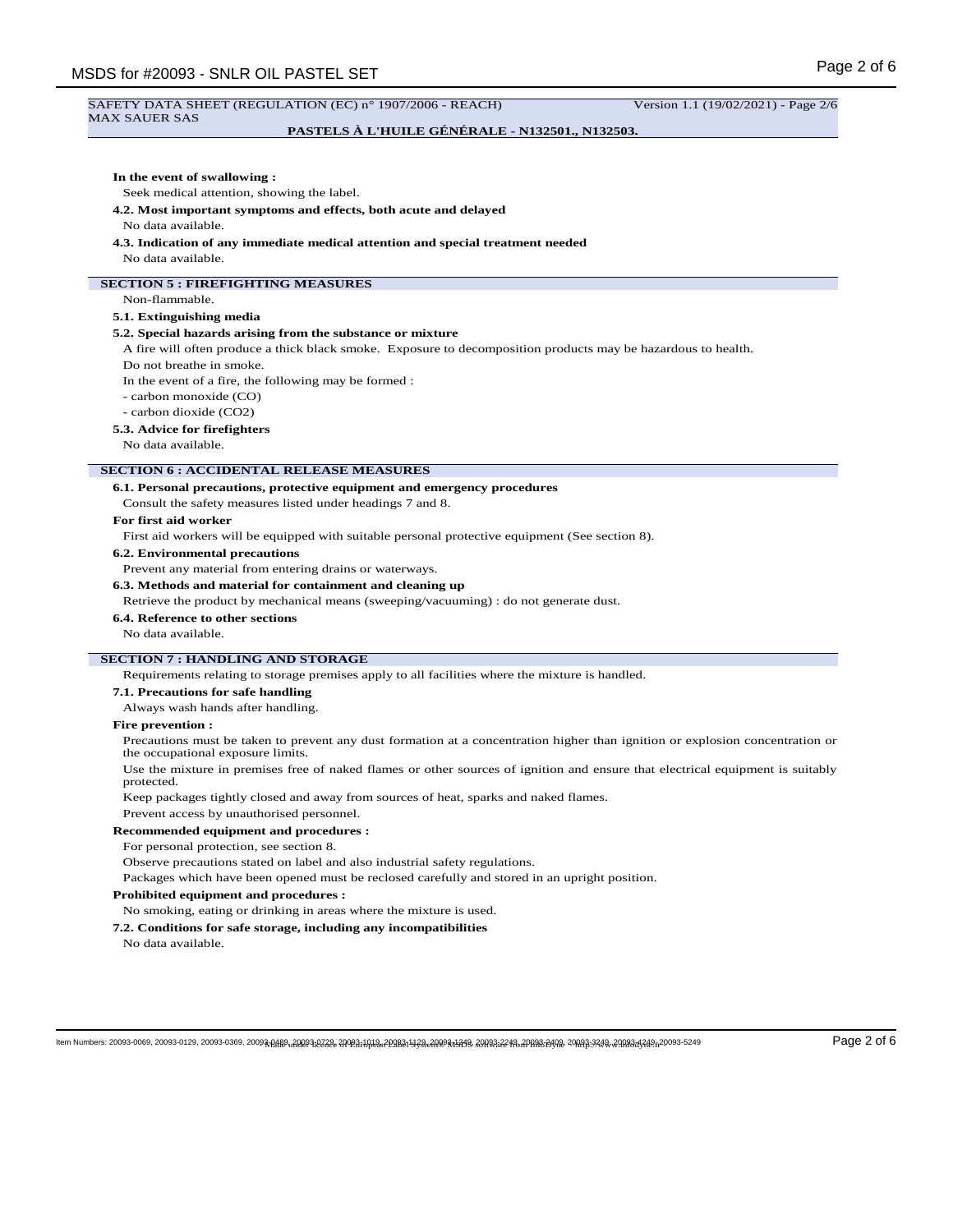**In the event of swallowing :**

Seek medical attention, showing the label.

**4.2. Most important symptoms and effects, both acute and delayed**

No data available.

**4.3. Indication of any immediate medical attention and special treatment needed**

No data available.

## SECTION 5 : FIREFIGHTING MEASURES

Non-flammable.

**5.1. Extinguishing media**

**5.2. Special hazards arising from the substance or mixture**

A fire will often produce a thick black smoke. Exposure to decomposition products may be hazardous to health.

Do not breathe in smoke.

In the event of a fire, the following may be formed :

- carbon monoxide (CO)
- carbon dioxide ($CO_2$)

**5.3. Advice for firefighters**

No data available.

## SECTION 6 : ACCIDENTAL RELEASE MEASURES

**6.1. Personal precautions, protective equipment and emergency procedures**

Consult the safety measures listed under headings 7 and 8.

**For first aid worker**

First aid workers will be equipped with suitable personal protective equipment (See section 8).

**6.2. Environmental precautions**

Prevent any material from entering drains or waterways.

**6.3. Methods and material for containment and cleaning up**

Retrieve the product by mechanical means (sweeping/vacuuming) : do not generate dust.

**6.4. Reference to other sections**

No data available.

## SECTION 7 : HANDLING AND STORAGE

Requirements relating to storage premises apply to all facilities where the mixture is handled.

**7.1. Precautions for safe handling**

Always wash hands after handling.

**Fire prevention :**

Precautions must be taken to prevent any dust formation at a concentration higher than ignition or explosion concentration or the occupational exposure limits.

Use the mixture in premises free of naked flames or other sources of ignition and ensure that electrical equipment is suitably protected.

Keep packages tightly closed and away from sources of heat, sparks and naked flames.

Prevent access by unauthorised personnel.

**Recommended equipment and procedures :**

For personal protection, see section 8.

Observe precautions stated on label and also industrial safety regulations.

Packages which have been opened must be reclosed carefully and stored in an upright position.

**Prohibited equipment and procedures :**

No smoking, eating or drinking in areas where the mixture is used.

**7.2. Conditions for safe storage, including any incompatibilities**

No data available.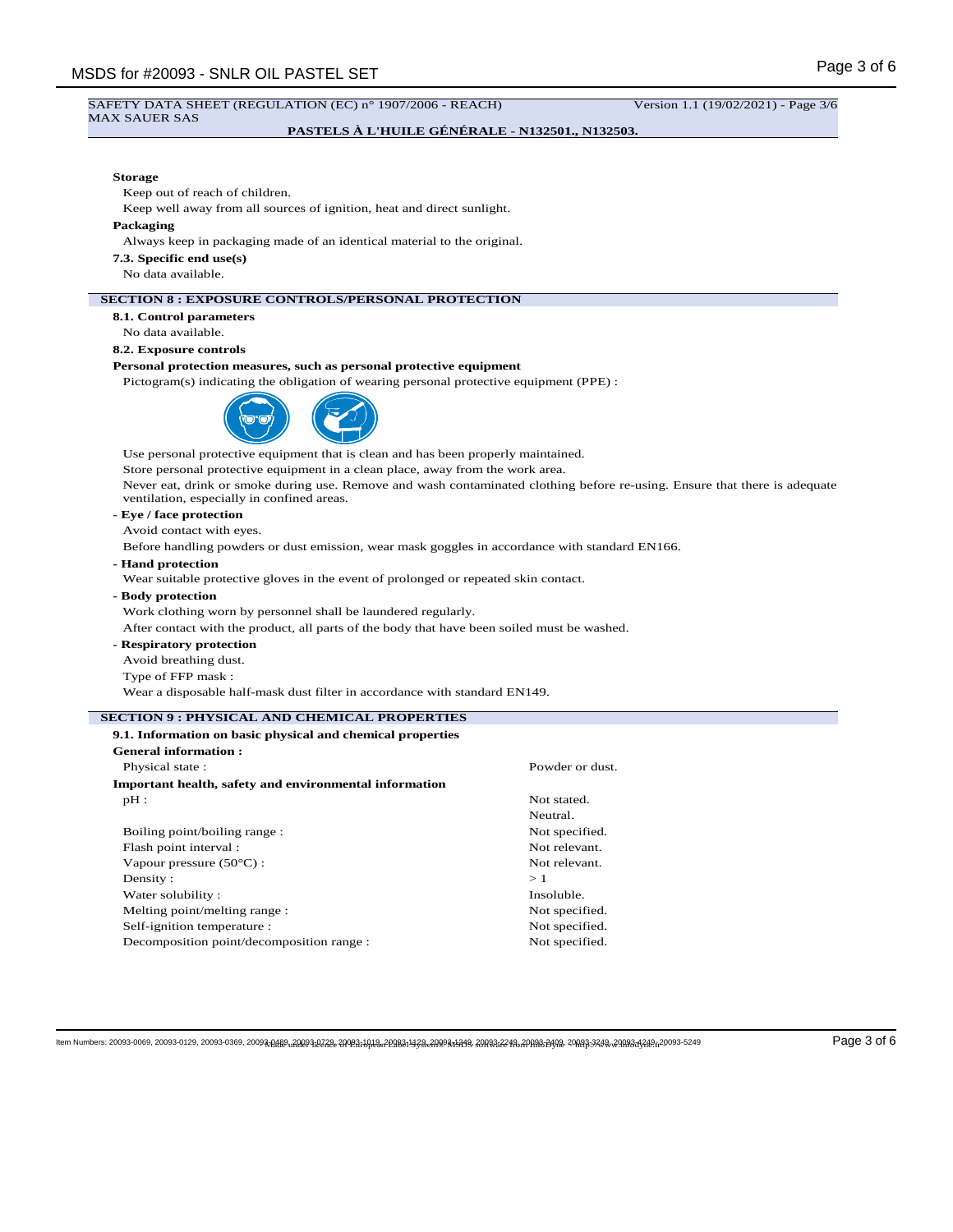### Storage

Keep out of reach of children.

Keep well away from all sources of ignition, heat and direct sunlight.

### Packaging

Always keep in packaging made of an identical material to the original.

### 7.3. Specific end use(s)

No data available.

## SECTION 8 : EXPOSURE CONTROLS/PERSONAL PROTECTION

### 8.1. Control parameters

No data available.

### 8.2. Exposure controls

**Personal protection measures, such as personal protective equipment**

Pictogram(s) indicating the obligation of wearing personal protective equipment (PPE) :

Use personal protective equipment that is clean and has been properly maintained.

Store personal protective equipment in a clean place, away from the work area.

Never eat, drink or smoke during use. Remove and wash contaminated clothing before re-using. Ensure that there is adequate ventilation, especially in confined areas.

**- Eye / face protection**

Avoid contact with eyes.

Before handling powders or dust emission, wear mask goggles in accordance with standard EN166.

**- Hand protection**

Wear suitable protective gloves in the event of prolonged or repeated skin contact.

**- Body protection**

Work clothing worn by personnel shall be laundered regularly.

After contact with the product, all parts of the body that have been soiled must be washed.

**- Respiratory protection**

Avoid breathing dust.

Type of FFP mask :

Wear a disposable half-mask dust filter in accordance with standard EN149.

## SECTION 9 : PHYSICAL AND CHEMICAL PROPERTIES

### 9.1. Information on basic physical and chemical properties

**General information :**

| | |
|---|---|
| Physical state : | Powder or dust. |

**Important health, safety and environmental information**

| | |
|---|---|
| pH : | Not stated. Neutral. |
| Boiling point/boiling range : | Not specified. |
| Flash point interval : | Not relevant. |
| Vapour pressure (50°C) : | Not relevant. |
| Density : | > 1 |
| Water solubility : | Insoluble. |
| Melting point/melting range : | Not specified. |
| Self-ignition temperature : | Not specified. |
| Decomposition point/decomposition range : | Not specified. |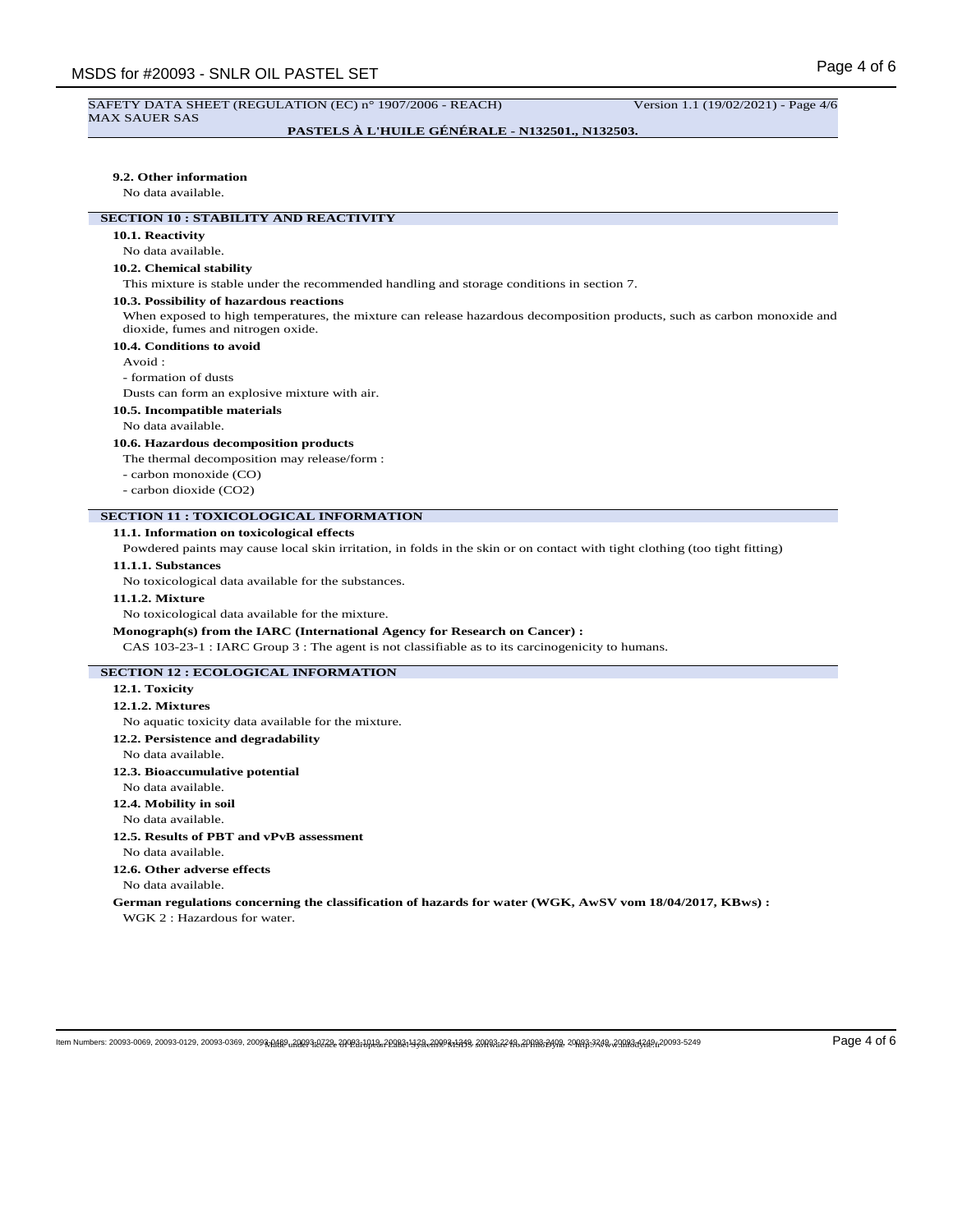### 9.2. Other information

No data available.

## SECTION 10 : STABILITY AND REACTIVITY

### 10.1. Reactivity

No data available.

### 10.2. Chemical stability

This mixture is stable under the recommended handling and storage conditions in section 7.

### 10.3. Possibility of hazardous reactions

When exposed to high temperatures, the mixture can release hazardous decomposition products, such as carbon monoxide and dioxide, fumes and nitrogen oxide.

### 10.4. Conditions to avoid

Avoid :

- formation of dusts

Dusts can form an explosive mixture with air.

### 10.5. Incompatible materials

No data available.

### 10.6. Hazardous decomposition products

The thermal decomposition may release/form :

- carbon monoxide (CO)
- carbon dioxide ($CO_2$)

## SECTION 11 : TOXICOLOGICAL INFORMATION

### 11.1. Information on toxicological effects

Powdered paints may cause local skin irritation, in folds in the skin or on contact with tight clothing (too tight fitting)

#### 11.1.1. Substances

No toxicological data available for the substances.

#### 11.1.2. Mixture

No toxicological data available for the mixture.

**Monograph(s) from the IARC (International Agency for Research on Cancer) :**

CAS 103-23-1 : IARC Group 3 : The agent is not classifiable as to its carcinogenicity to humans.

## SECTION 12 : ECOLOGICAL INFORMATION

### 12.1. Toxicity

#### 12.1.2. Mixtures

No aquatic toxicity data available for the mixture.

### 12.2. Persistence and degradability

No data available.

### 12.3. Bioaccumulative potential

No data available.

### 12.4. Mobility in soil

No data available.

### 12.5. Results of PBT and vPvB assessment

No data available.

### 12.6. Other adverse effects

No data available.

**German regulations concerning the classification of hazards for water (WGK, AwSV vom 18/04/2017, KBws) :**

WGK 2 : Hazardous for water.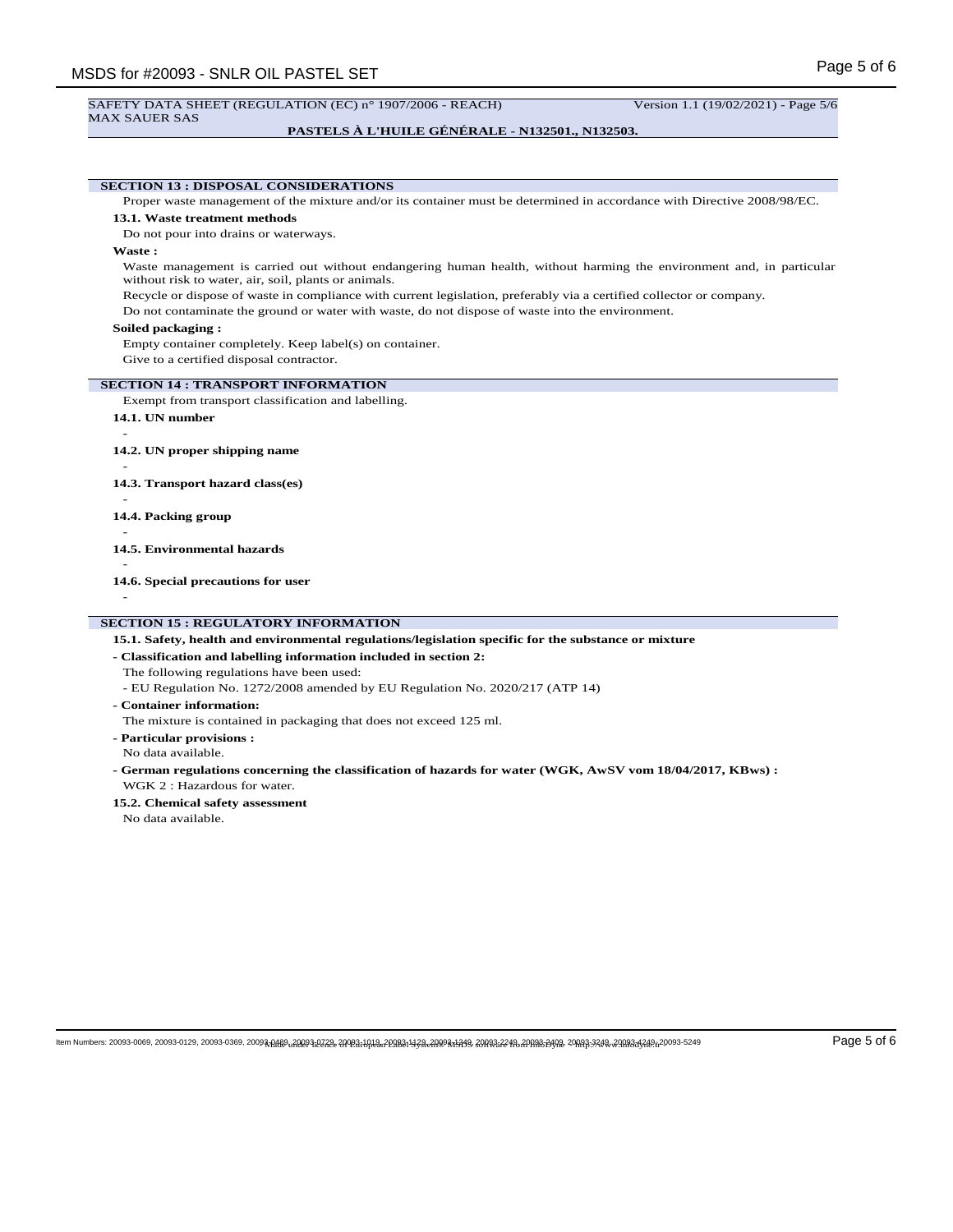## SECTION 13 : DISPOSAL CONSIDERATIONS

Proper waste management of the mixture and/or its container must be determined in accordance with Directive 2008/98/EC.

### 13.1. Waste treatment methods

Do not pour into drains or waterways.

**Waste :**

Waste management is carried out without endangering human health, without harming the environment and, in particular without risk to water, air, soil, plants or animals.

Recycle or dispose of waste in compliance with current legislation, preferably via a certified collector or company.

Do not contaminate the ground or water with waste, do not dispose of waste into the environment.

**Soiled packaging :**

Empty container completely. Keep label(s) on container.

Give to a certified disposal contractor.

## SECTION 14 : TRANSPORT INFORMATION

Exempt from transport classification and labelling.

### 14.1. UN number

-

### 14.2. UN proper shipping name

-

### 14.3. Transport hazard class(es)

-

### 14.4. Packing group

-

### 14.5. Environmental hazards

-

### 14.6. Special precautions for user

-

## SECTION 15 : REGULATORY INFORMATION

### 15.1. Safety, health and environmental regulations/legislation specific for the substance or mixture

**- Classification and labelling information included in section 2:**

The following regulations have been used:

- EU Regulation No. 1272/2008 amended by EU Regulation No. 2020/217 (ATP 14)

**- Container information:**

The mixture is contained in packaging that does not exceed 125 ml.

**- Particular provisions :**

No data available.

**- German regulations concerning the classification of hazards for water (WGK, AwSV vom 18/04/2017, KBws) :**

WGK 2 : Hazardous for water.

### 15.2. Chemical safety assessment

No data available.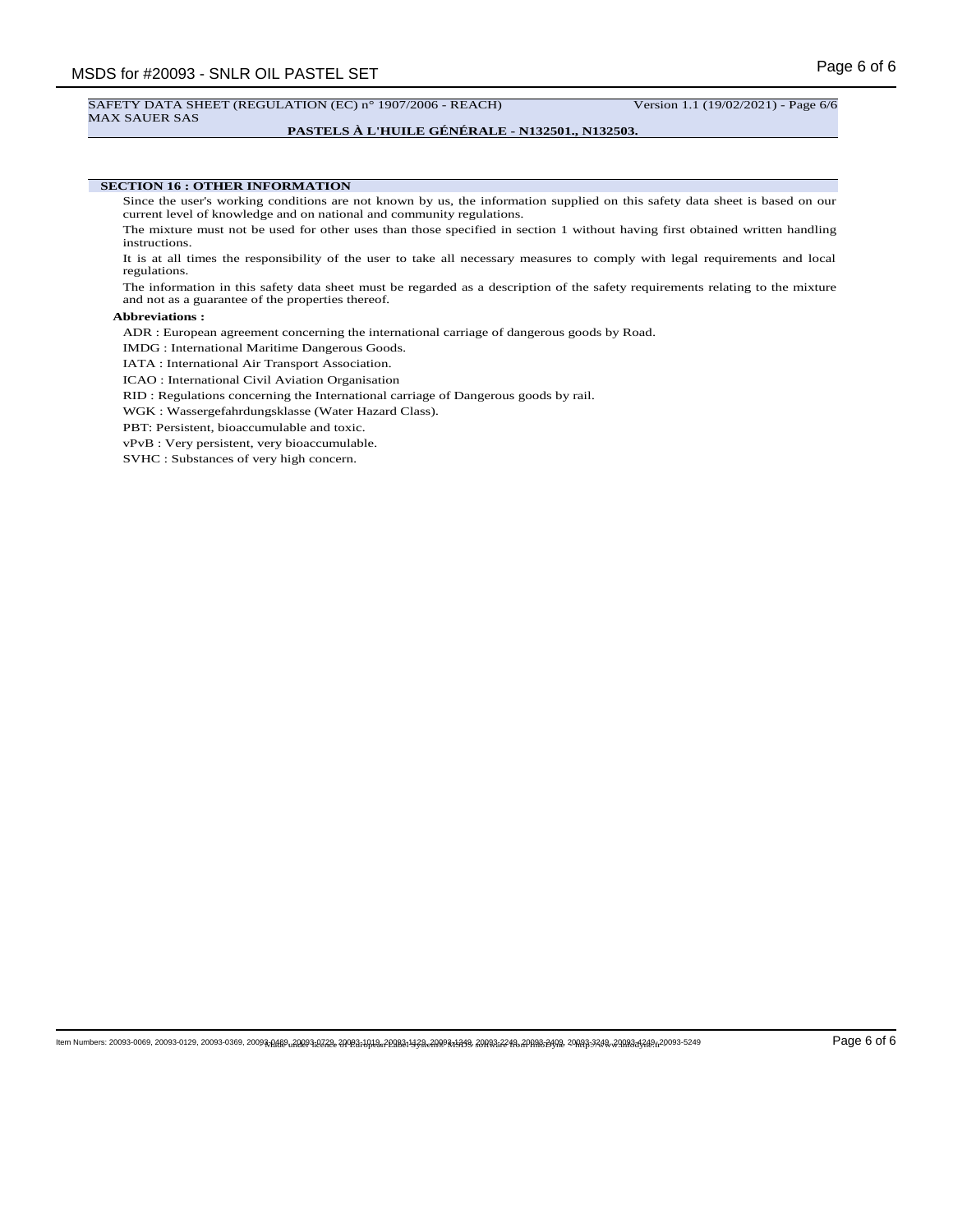## SECTION 16 : OTHER INFORMATION

Since the user's working conditions are not known by us, the information supplied on this safety data sheet is based on our current level of knowledge and on national and community regulations.

The mixture must not be used for other uses than those specified in section 1 without having first obtained written handling instructions.

It is at all times the responsibility of the user to take all necessary measures to comply with legal requirements and local regulations.

The information in this safety data sheet must be regarded as a description of the safety requirements relating to the mixture and not as a guarantee of the properties thereof.

**Abbreviations :**

ADR : European agreement concerning the international carriage of dangerous goods by Road.

IMDG : International Maritime Dangerous Goods.

IATA : International Air Transport Association.

ICAO : International Civil Aviation Organisation

RID : Regulations concerning the International carriage of Dangerous goods by rail.

WGK : Wassergefahrdungsklasse (Water Hazard Class).

PBT: Persistent, bioaccumulable and toxic.

vPvB : Very persistent, very bioaccumulable.

SVHC : Substances of very high concern.